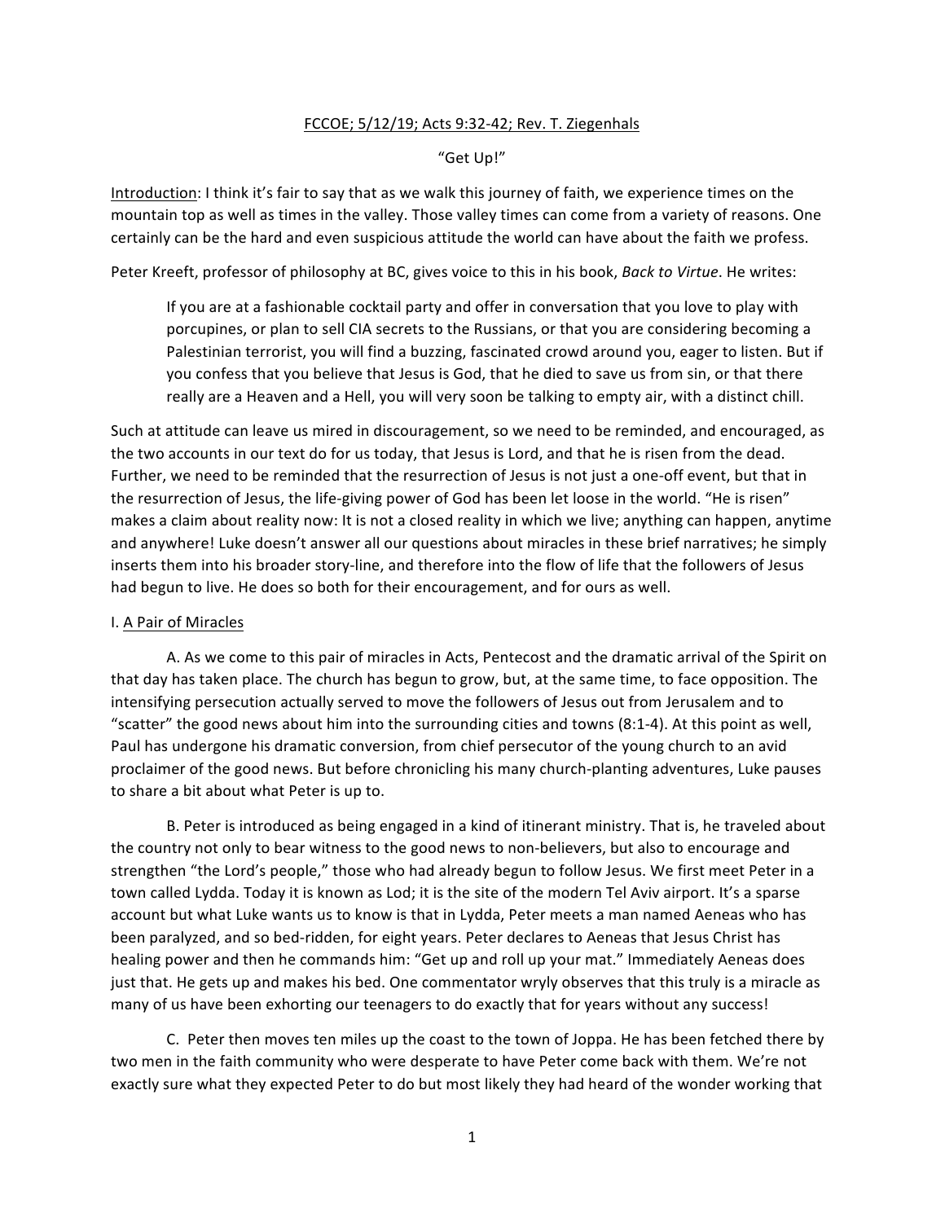FCCOE; 5/12/19; Acts 9:32-42; Rev. T. Ziegenhals

"Get Up!"

Introduction: I think it's fair to say that as we walk this journey of faith, we experience times on the mountain top as well as times in the valley. Those valley times can come from a variety of reasons. One certainly can be the hard and even suspicious attitude the world can have about the faith we profess.

Peter Kreeft, professor of philosophy at BC, gives voice to this in his book, *Back to Virtue*. He writes:

> If you are at a fashionable cocktail party and offer in conversation that you love to play with porcupines, or plan to sell CIA secrets to the Russians, or that you are considering becoming a Palestinian terrorist, you will find a buzzing, fascinated crowd around you, eager to listen. But if you confess that you believe that Jesus is God, that he died to save us from sin, or that there really are a Heaven and a Hell, you will very soon be talking to empty air, with a distinct chill.

Such at attitude can leave us mired in discouragement, so we need to be reminded, and encouraged, as the two accounts in our text do for us today, that Jesus is Lord, and that he is risen from the dead. Further, we need to be reminded that the resurrection of Jesus is not just a one-off event, but that in the resurrection of Jesus, the life-giving power of God has been let loose in the world. "He is risen" makes a claim about reality now: It is not a closed reality in which we live; anything can happen, anytime and anywhere! Luke doesn't answer all our questions about miracles in these brief narratives; he simply inserts them into his broader story-line, and therefore into the flow of life that the followers of Jesus had begun to live. He does so both for their encouragement, and for ours as well.

I. A Pair of Miracles

A. As we come to this pair of miracles in Acts, Pentecost and the dramatic arrival of the Spirit on that day has taken place. The church has begun to grow, but, at the same time, to face opposition. The intensifying persecution actually served to move the followers of Jesus out from Jerusalem and to "scatter" the good news about him into the surrounding cities and towns (8:1-4). At this point as well, Paul has undergone his dramatic conversion, from chief persecutor of the young church to an avid proclaimer of the good news. But before chronicling his many church-planting adventures, Luke pauses to share a bit about what Peter is up to.

B. Peter is introduced as being engaged in a kind of itinerant ministry. That is, he traveled about the country not only to bear witness to the good news to non-believers, but also to encourage and strengthen "the Lord's people," those who had already begun to follow Jesus. We first meet Peter in a town called Lydda. Today it is known as Lod; it is the site of the modern Tel Aviv airport. It's a sparse account but what Luke wants us to know is that in Lydda, Peter meets a man named Aeneas who has been paralyzed, and so bed-ridden, for eight years. Peter declares to Aeneas that Jesus Christ has healing power and then he commands him: "Get up and roll up your mat." Immediately Aeneas does just that. He gets up and makes his bed. One commentator wryly observes that this truly is a miracle as many of us have been exhorting our teenagers to do exactly that for years without any success!

C. Peter then moves ten miles up the coast to the town of Joppa. He has been fetched there by two men in the faith community who were desperate to have Peter come back with them. We're not exactly sure what they expected Peter to do but most likely they had heard of the wonder working that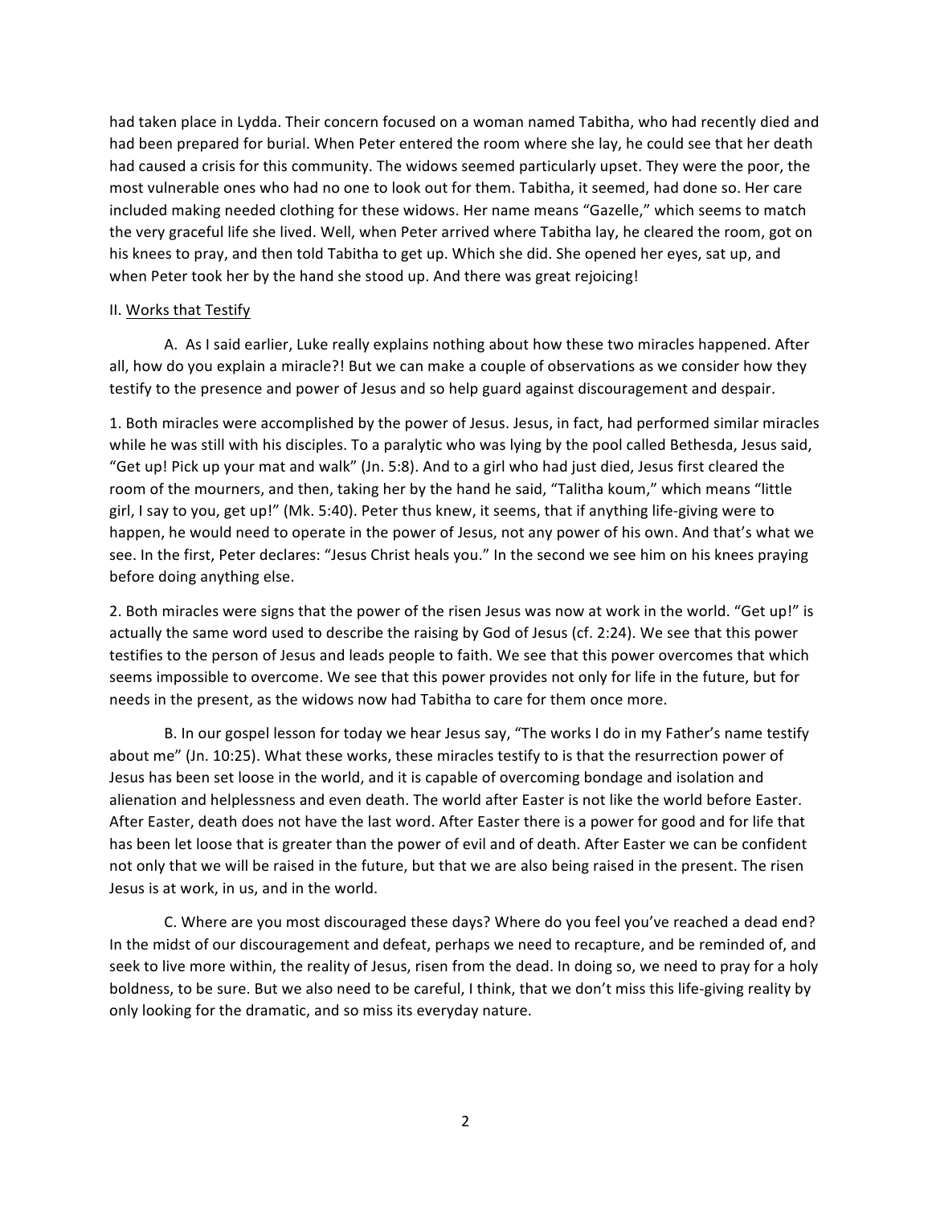had taken place in Lydda. Their concern focused on a woman named Tabitha, who had recently died and had been prepared for burial. When Peter entered the room where she lay, he could see that her death had caused a crisis for this community. The widows seemed particularly upset. They were the poor, the most vulnerable ones who had no one to look out for them. Tabitha, it seemed, had done so. Her care included making needed clothing for these widows. Her name means "Gazelle," which seems to match the very graceful life she lived. Well, when Peter arrived where Tabitha lay, he cleared the room, got on his knees to pray, and then told Tabitha to get up. Which she did. She opened her eyes, sat up, and when Peter took her by the hand she stood up. And there was great rejoicing!

II. <u>Works that Testify</u>

A. As I said earlier, Luke really explains nothing about how these two miracles happened. After all, how do you explain a miracle?! But we can make a couple of observations as we consider how they testify to the presence and power of Jesus and so help guard against discouragement and despair.

1. Both miracles were accomplished by the power of Jesus. Jesus, in fact, had performed similar miracles while he was still with his disciples. To a paralytic who was lying by the pool called Bethesda, Jesus said, "Get up! Pick up your mat and walk" (Jn. 5:8). And to a girl who had just died, Jesus first cleared the room of the mourners, and then, taking her by the hand he said, "Talitha koum," which means "little girl, I say to you, get up!" (Mk. 5:40). Peter thus knew, it seems, that if anything life-giving were to happen, he would need to operate in the power of Jesus, not any power of his own. And that's what we see. In the first, Peter declares: "Jesus Christ heals you." In the second we see him on his knees praying before doing anything else.

2. Both miracles were signs that the power of the risen Jesus was now at work in the world. "Get up!" is actually the same word used to describe the raising by God of Jesus (cf. 2:24). We see that this power testifies to the person of Jesus and leads people to faith. We see that this power overcomes that which seems impossible to overcome. We see that this power provides not only for life in the future, but for needs in the present, as the widows now had Tabitha to care for them once more.

B. In our gospel lesson for today we hear Jesus say, "The works I do in my Father's name testify about me" (Jn. 10:25). What these works, these miracles testify to is that the resurrection power of Jesus has been set loose in the world, and it is capable of overcoming bondage and isolation and alienation and helplessness and even death. The world after Easter is not like the world before Easter. After Easter, death does not have the last word. After Easter there is a power for good and for life that has been let loose that is greater than the power of evil and of death. After Easter we can be confident not only that we will be raised in the future, but that we are also being raised in the present. The risen Jesus is at work, in us, and in the world.

C. Where are you most discouraged these days? Where do you feel you've reached a dead end? In the midst of our discouragement and defeat, perhaps we need to recapture, and be reminded of, and seek to live more within, the reality of Jesus, risen from the dead. In doing so, we need to pray for a holy boldness, to be sure. But we also need to be careful, I think, that we don't miss this life-giving reality by only looking for the dramatic, and so miss its everyday nature.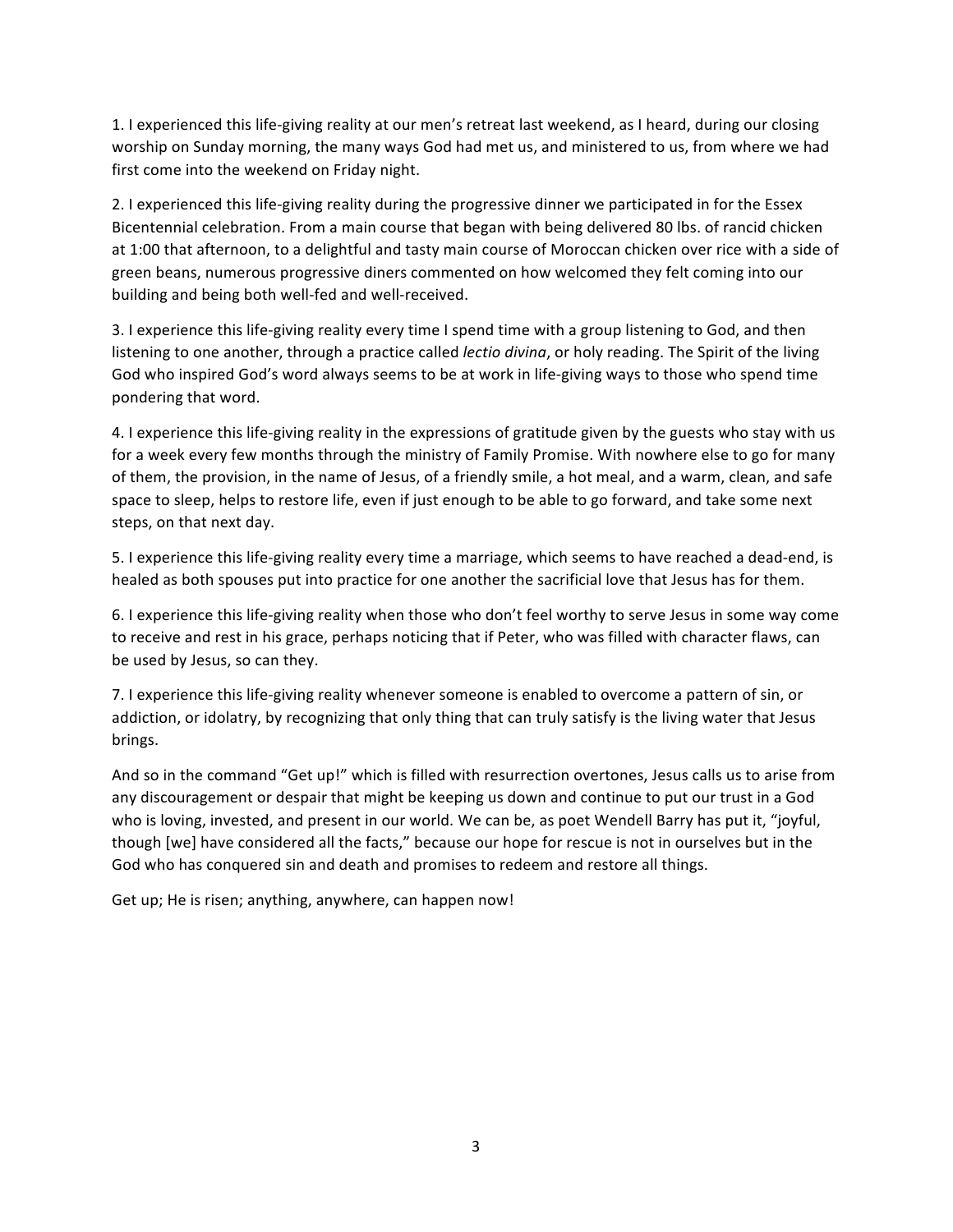1. I experienced this life-giving reality at our men's retreat last weekend, as I heard, during our closing worship on Sunday morning, the many ways God had met us, and ministered to us, from where we had first come into the weekend on Friday night.

2. I experienced this life-giving reality during the progressive dinner we participated in for the Essex Bicentennial celebration. From a main course that began with being delivered 80 lbs. of rancid chicken at 1:00 that afternoon, to a delightful and tasty main course of Moroccan chicken over rice with a side of green beans, numerous progressive diners commented on how welcomed they felt coming into our building and being both well-fed and well-received.

3. I experience this life-giving reality every time I spend time with a group listening to God, and then listening to one another, through a practice called *lectio divina*, or holy reading. The Spirit of the living God who inspired God's word always seems to be at work in life-giving ways to those who spend time pondering that word.

4. I experience this life-giving reality in the expressions of gratitude given by the guests who stay with us for a week every few months through the ministry of Family Promise. With nowhere else to go for many of them, the provision, in the name of Jesus, of a friendly smile, a hot meal, and a warm, clean, and safe space to sleep, helps to restore life, even if just enough to be able to go forward, and take some next steps, on that next day.

5. I experience this life-giving reality every time a marriage, which seems to have reached a dead-end, is healed as both spouses put into practice for one another the sacrificial love that Jesus has for them.

6. I experience this life-giving reality when those who don't feel worthy to serve Jesus in some way come to receive and rest in his grace, perhaps noticing that if Peter, who was filled with character flaws, can be used by Jesus, so can they.

7. I experience this life-giving reality whenever someone is enabled to overcome a pattern of sin, or addiction, or idolatry, by recognizing that only thing that can truly satisfy is the living water that Jesus brings.

And so in the command "Get up!" which is filled with resurrection overtones, Jesus calls us to arise from any discouragement or despair that might be keeping us down and continue to put our trust in a God who is loving, invested, and present in our world. We can be, as poet Wendell Barry has put it, "joyful, though [we] have considered all the facts," because our hope for rescue is not in ourselves but in the God who has conquered sin and death and promises to redeem and restore all things.

Get up; He is risen; anything, anywhere, can happen now!